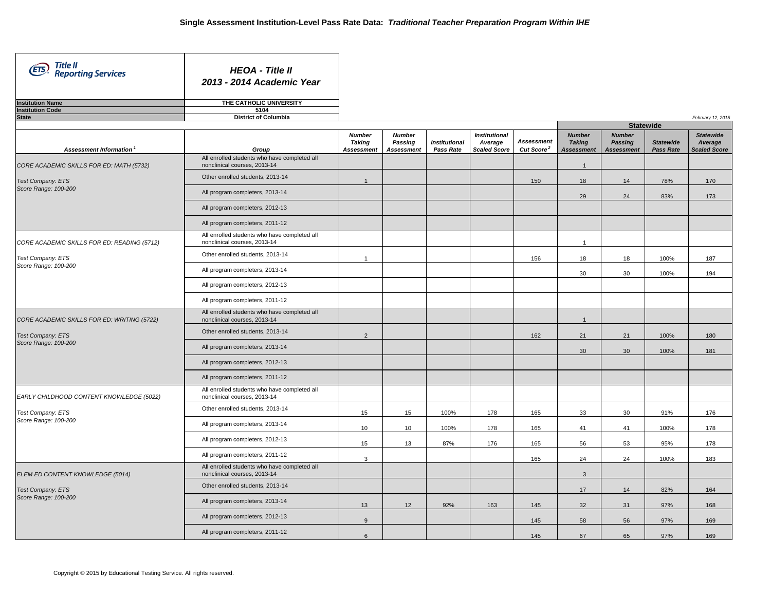# Single Assessment Institution-Level Pass Rate Data: *Traditional Teacher Preparation Program Within IHE*

Title II Reporting Services

***HEOA - Title II***
***2013 - 2014 Academic Year***

| | |
|---|---|
| **Institution Name** | **THE CATHOLIC UNIVERSITY** |
| **Institution Code** | **5104** |
| **State** | **District of Columbia** |

*February 12, 2015*

| | | | | | | | Statewide | | | |
|---|---|---|---|---|---|---|---|---|---|---|
| ***Assessment Information*** [1] | ***Group*** | ***Number Taking Assessment*** | ***Number Passing Assessment*** | ***Institutional Pass Rate*** | ***Institutional Average Scaled Score*** | ***Assessment Cut Score*** [2] | ***Number Taking Assessment*** | ***Number Passing Assessment*** | ***Statewide Pass Rate*** | ***Statewide Average Scaled Score*** |
| *CORE ACADEMIC SKILLS FOR ED: MATH (5732)* | All enrolled students who have completed all nonclinical courses, 2013-14 | | | | | | 1 | | | |
| *Test Company: ETS* | Other enrolled students, 2013-14 | 1 | | | | 150 | 18 | 14 | 78% | 170 |
| *Score Range: 100-200* | All program completers, 2013-14 | | | | | | 29 | 24 | 83% | 173 |
| | All program completers, 2012-13 | | | | | | | | | |
| | All program completers, 2011-12 | | | | | | | | | |
| *CORE ACADEMIC SKILLS FOR ED: READING (5712)* | All enrolled students who have completed all nonclinical courses, 2013-14 | | | | | | 1 | | | |
| *Test Company: ETS* | Other enrolled students, 2013-14 | 1 | | | | 156 | 18 | 18 | 100% | 187 |
| *Score Range: 100-200* | All program completers, 2013-14 | | | | | | 30 | 30 | 100% | 194 |
| | All program completers, 2012-13 | | | | | | | | | |
| | All program completers, 2011-12 | | | | | | | | | |
| *CORE ACADEMIC SKILLS FOR ED: WRITING (5722)* | All enrolled students who have completed all nonclinical courses, 2013-14 | | | | | | 1 | | | |
| *Test Company: ETS* | Other enrolled students, 2013-14 | 2 | | | | 162 | 21 | 21 | 100% | 180 |
| *Score Range: 100-200* | All program completers, 2013-14 | | | | | | 30 | 30 | 100% | 181 |
| | All program completers, 2012-13 | | | | | | | | | |
| | All program completers, 2011-12 | | | | | | | | | |
| *EARLY CHILDHOOD CONTENT KNOWLEDGE (5022)* | All enrolled students who have completed all nonclinical courses, 2013-14 | | | | | | | | | |
| *Test Company: ETS* | Other enrolled students, 2013-14 | 15 | 15 | 100% | 178 | 165 | 33 | 30 | 91% | 176 |
| *Score Range: 100-200* | All program completers, 2013-14 | 10 | 10 | 100% | 178 | 165 | 41 | 41 | 100% | 178 |
| | All program completers, 2012-13 | 15 | 13 | 87% | 176 | 165 | 56 | 53 | 95% | 178 |
| | All program completers, 2011-12 | 3 | | | | 165 | 24 | 24 | 100% | 183 |
| *ELEM ED CONTENT KNOWLEDGE (5014)* | All enrolled students who have completed all nonclinical courses, 2013-14 | | | | | | 3 | | | |
| *Test Company: ETS* | Other enrolled students, 2013-14 | | | | | | 17 | 14 | 82% | 164 |
| *Score Range: 100-200* | All program completers, 2013-14 | 13 | 12 | 92% | 163 | 145 | 32 | 31 | 97% | 168 |
| | All program completers, 2012-13 | 9 | | | | 145 | 58 | 56 | 97% | 169 |
| | All program completers, 2011-12 | 6 | | | | 145 | 67 | 65 | 97% | 169 |

Copyright © 2015 by Educational Testing Service. All rights reserved.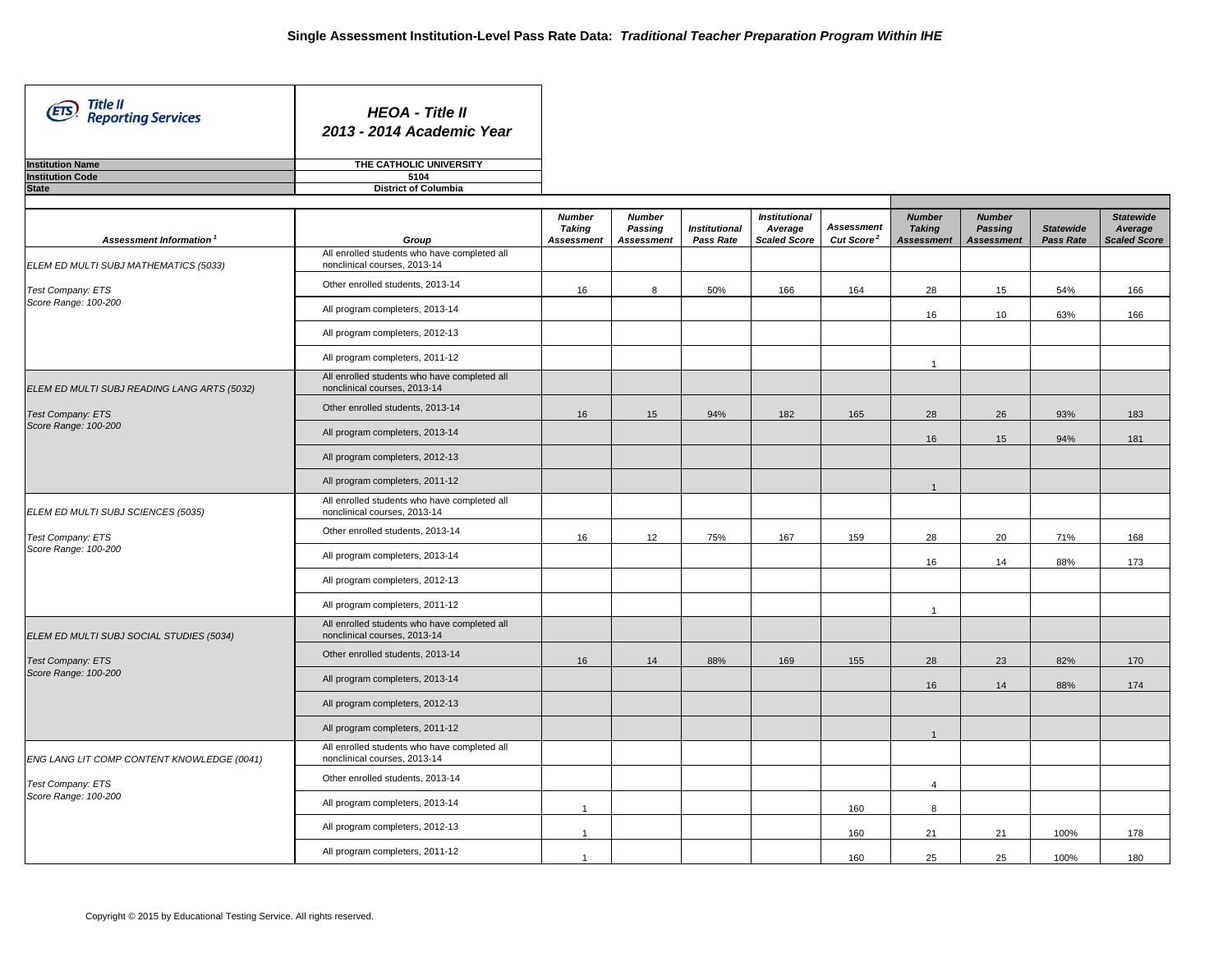# Single Assessment Institution-Level Pass Rate Data: *Traditional Teacher Preparation Program Within IHE*

**Title II Reporting Services**

***HEOA - Title II***
***2013 - 2014 Academic Year***

| | |
|---|---|
| **Institution Name** | THE CATHOLIC UNIVERSITY |
| **Institution Code** | 5104 |
| **State** | District of Columbia |

| *Assessment Information [1]* | *Group* | *Number Taking Assessment* | *Number Passing Assessment* | *Institutional Pass Rate* | *Institutional Average Scaled Score* | *Assessment Cut Score [2]* | *Number Taking Assessment* | *Number Passing Assessment* | *Statewide Pass Rate* | *Statewide Average Scaled Score* |
|---|---|---|---|---|---|---|---|---|---|---|
| ELEM ED MULTI SUBJ MATHEMATICS (5033) | All enrolled students who have completed all nonclinical courses, 2013-14 | | | | | | | | | |
| Test Company: ETS | Other enrolled students, 2013-14 | 16 | 8 | 50% | 166 | 164 | 28 | 15 | 54% | 166 |
| Score Range: 100-200 | All program completers, 2013-14 | | | | | | 16 | 10 | 63% | 166 |
| | All program completers, 2012-13 | | | | | | | | | |
| | All program completers, 2011-12 | | | | | | 1 | | | |
| ELEM ED MULTI SUBJ READING LANG ARTS (5032) | All enrolled students who have completed all nonclinical courses, 2013-14 | | | | | | | | | |
| Test Company: ETS | Other enrolled students, 2013-14 | 16 | 15 | 94% | 182 | 165 | 28 | 26 | 93% | 183 |
| Score Range: 100-200 | All program completers, 2013-14 | | | | | | 16 | 15 | 94% | 181 |
| | All program completers, 2012-13 | | | | | | | | | |
| | All program completers, 2011-12 | | | | | | 1 | | | |
| ELEM ED MULTI SUBJ SCIENCES (5035) | All enrolled students who have completed all nonclinical courses, 2013-14 | | | | | | | | | |
| Test Company: ETS | Other enrolled students, 2013-14 | 16 | 12 | 75% | 167 | 159 | 28 | 20 | 71% | 168 |
| Score Range: 100-200 | All program completers, 2013-14 | | | | | | 16 | 14 | 88% | 173 |
| | All program completers, 2012-13 | | | | | | | | | |
| | All program completers, 2011-12 | | | | | | 1 | | | |
| ELEM ED MULTI SUBJ SOCIAL STUDIES (5034) | All enrolled students who have completed all nonclinical courses, 2013-14 | | | | | | | | | |
| Test Company: ETS | Other enrolled students, 2013-14 | 16 | 14 | 88% | 169 | 155 | 28 | 23 | 82% | 170 |
| Score Range: 100-200 | All program completers, 2013-14 | | | | | | 16 | 14 | 88% | 174 |
| | All program completers, 2012-13 | | | | | | | | | |
| | All program completers, 2011-12 | | | | | | 1 | | | |
| ENG LANG LIT COMP CONTENT KNOWLEDGE (0041) | All enrolled students who have completed all nonclinical courses, 2013-14 | | | | | | | | | |
| Test Company: ETS | Other enrolled students, 2013-14 | | | | | | 4 | | | |
| Score Range: 100-200 | All program completers, 2013-14 | 1 | | | | 160 | 8 | | | |
| | All program completers, 2012-13 | 1 | | | | 160 | 21 | 21 | 100% | 178 |
| | All program completers, 2011-12 | 1 | | | | 160 | 25 | 25 | 100% | 180 |

Copyright © 2015 by Educational Testing Service. All rights reserved.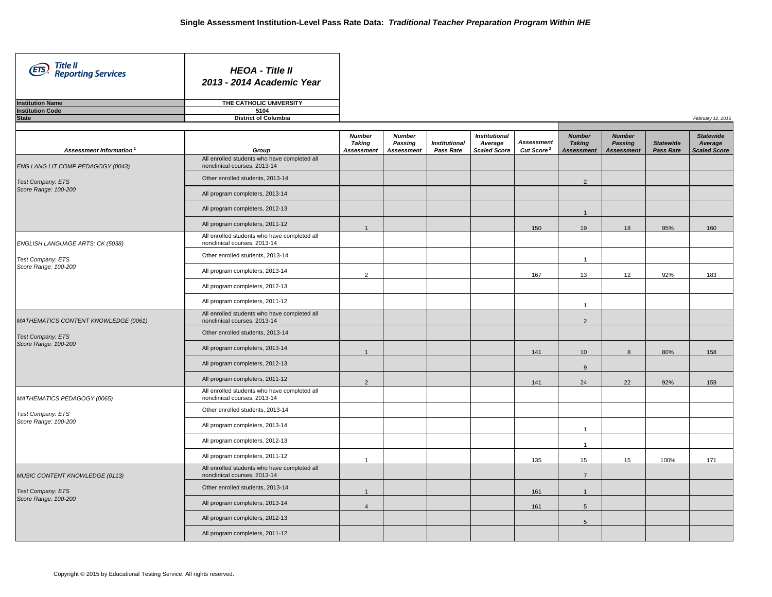# Single Assessment Institution-Level Pass Rate Data: *Traditional Teacher Preparation Program Within IHE*

**Title II Reporting Services**

***HEOA - Title II***
***2013 - 2014 Academic Year***

| | |
|---|---|
| **Institution Name** | **THE CATHOLIC UNIVERSITY** |
| **Institution Code** | **5104** |
| **State** | **District of Columbia** |

*February 12, 2015*

| Assessment Information[1] | Group | Number Taking Assessment | Number Passing Assessment | Institutional Pass Rate | Institutional Average Scaled Score | Assessment Cut Score[2] | Number Taking Assessment | Number Passing Assessment | Statewide Pass Rate | Statewide Average Scaled Score |
|---|---|---|---|---|---|---|---|---|---|---|
| ENG LANG LIT COMP PEDAGOGY (0043) | All enrolled students who have completed all nonclinical courses, 2013-14 | | | | | | | | | |
| Test Company: ETS | Other enrolled students, 2013-14 | | | | | | 2 | | | |
| Score Range: 100-200 | All program completers, 2013-14 | | | | | | | | | |
| | All program completers, 2012-13 | | | | | | 1 | | | |
| | All program completers, 2011-12 | 1 | | | | 150 | 19 | 18 | 95% | 160 |
| ENGLISH LANGUAGE ARTS: CK (5038) | All enrolled students who have completed all nonclinical courses, 2013-14 | | | | | | | | | |
| Test Company: ETS | Other enrolled students, 2013-14 | | | | | | 1 | | | |
| Score Range: 100-200 | All program completers, 2013-14 | 2 | | | | 167 | 13 | 12 | 92% | 183 |
| | All program completers, 2012-13 | | | | | | | | | |
| | All program completers, 2011-12 | | | | | | 1 | | | |
| MATHEMATICS CONTENT KNOWLEDGE (0061) | All enrolled students who have completed all nonclinical courses, 2013-14 | | | | | | 2 | | | |
| Test Company: ETS | Other enrolled students, 2013-14 | | | | | | | | | |
| Score Range: 100-200 | All program completers, 2013-14 | 1 | | | | 141 | 10 | 8 | 80% | 158 |
| | All program completers, 2012-13 | | | | | | 9 | | | |
| | All program completers, 2011-12 | 2 | | | | 141 | 24 | 22 | 92% | 159 |
| MATHEMATICS PEDAGOGY (0065) | All enrolled students who have completed all nonclinical courses, 2013-14 | | | | | | | | | |
| Test Company: ETS | Other enrolled students, 2013-14 | | | | | | | | | |
| Score Range: 100-200 | All program completers, 2013-14 | | | | | | 1 | | | |
| | All program completers, 2012-13 | | | | | | 1 | | | |
| | All program completers, 2011-12 | 1 | | | | 135 | 15 | 15 | 100% | 171 |
| MUSIC CONTENT KNOWLEDGE (0113) | All enrolled students who have completed all nonclinical courses, 2013-14 | | | | | | 7 | | | |
| Test Company: ETS | Other enrolled students, 2013-14 | 1 | | | | 161 | 1 | | | |
| Score Range: 100-200 | All program completers, 2013-14 | 4 | | | | 161 | 5 | | | |
| | All program completers, 2012-13 | | | | | | 5 | | | |
| | All program completers, 2011-12 | | | | | | | | | |

Copyright © 2015 by Educational Testing Service. All rights reserved.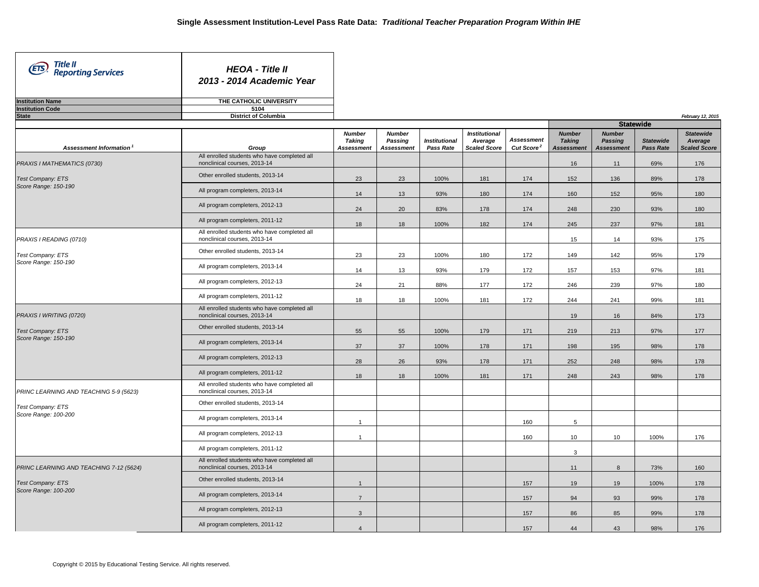# Single Assessment Institution-Level Pass Rate Data: *Traditional Teacher Preparation Program Within IHE*

**Title II Reporting Services**

## *HEOA - Title II*
## *2013 - 2014 Academic Year*

| | |
|---|---|
| **Institution Name** | **THE CATHOLIC UNIVERSITY** |
| **Institution Code** | **5104** |
| **State** | **District of Columbia** |

*February 12, 2015*

| Assessment Information[1] | Group | Number Taking Assessment | Number Passing Assessment | Institutional Pass Rate | Institutional Average Scaled Score | Assessment Cut Score[2] | Statewide Number Taking Assessment | Statewide Number Passing Assessment | Statewide Pass Rate | Statewide Average Scaled Score |
|---|---|---|---|---|---|---|---|---|---|---|
| PRAXIS I MATHEMATICS (0730) | All enrolled students who have completed all nonclinical courses, 2013-14 | | | | | | 16 | 11 | 69% | 176 |
| Test Company: ETS | Other enrolled students, 2013-14 | 23 | 23 | 100% | 181 | 174 | 152 | 136 | 89% | 178 |
| Score Range: 150-190 | All program completers, 2013-14 | 14 | 13 | 93% | 180 | 174 | 160 | 152 | 95% | 180 |
| | All program completers, 2012-13 | 24 | 20 | 83% | 178 | 174 | 248 | 230 | 93% | 180 |
| | All program completers, 2011-12 | 18 | 18 | 100% | 182 | 174 | 245 | 237 | 97% | 181 |
| PRAXIS I READING (0710) | All enrolled students who have completed all nonclinical courses, 2013-14 | | | | | | 15 | 14 | 93% | 175 |
| Test Company: ETS | Other enrolled students, 2013-14 | 23 | 23 | 100% | 180 | 172 | 149 | 142 | 95% | 179 |
| Score Range: 150-190 | All program completers, 2013-14 | 14 | 13 | 93% | 179 | 172 | 157 | 153 | 97% | 181 |
| | All program completers, 2012-13 | 24 | 21 | 88% | 177 | 172 | 246 | 239 | 97% | 180 |
| | All program completers, 2011-12 | 18 | 18 | 100% | 181 | 172 | 244 | 241 | 99% | 181 |
| PRAXIS I WRITING (0720) | All enrolled students who have completed all nonclinical courses, 2013-14 | | | | | | 19 | 16 | 84% | 173 |
| Test Company: ETS | Other enrolled students, 2013-14 | 55 | 55 | 100% | 179 | 171 | 219 | 213 | 97% | 177 |
| Score Range: 150-190 | All program completers, 2013-14 | 37 | 37 | 100% | 178 | 171 | 198 | 195 | 98% | 178 |
| | All program completers, 2012-13 | 28 | 26 | 93% | 178 | 171 | 252 | 248 | 98% | 178 |
| | All program completers, 2011-12 | 18 | 18 | 100% | 181 | 171 | 248 | 243 | 98% | 178 |
| PRINC LEARNING AND TEACHING 5-9 (5623) | All enrolled students who have completed all nonclinical courses, 2013-14 | | | | | | | | | |
| Test Company: ETS | Other enrolled students, 2013-14 | | | | | | | | | |
| Score Range: 100-200 | All program completers, 2013-14 | 1 | | | | 160 | 5 | | | |
| | All program completers, 2012-13 | 1 | | | | 160 | 10 | 10 | 100% | 176 |
| | All program completers, 2011-12 | | | | | | 3 | | | |
| PRINC LEARNING AND TEACHING 7-12 (5624) | All enrolled students who have completed all nonclinical courses, 2013-14 | | | | | | 11 | 8 | 73% | 160 |
| Test Company: ETS | Other enrolled students, 2013-14 | 1 | | | | 157 | 19 | 19 | 100% | 178 |
| Score Range: 100-200 | All program completers, 2013-14 | 7 | | | | 157 | 94 | 93 | 99% | 178 |
| | All program completers, 2012-13 | 3 | | | | 157 | 86 | 85 | 99% | 178 |
| | All program completers, 2011-12 | 4 | | | | 157 | 44 | 43 | 98% | 176 |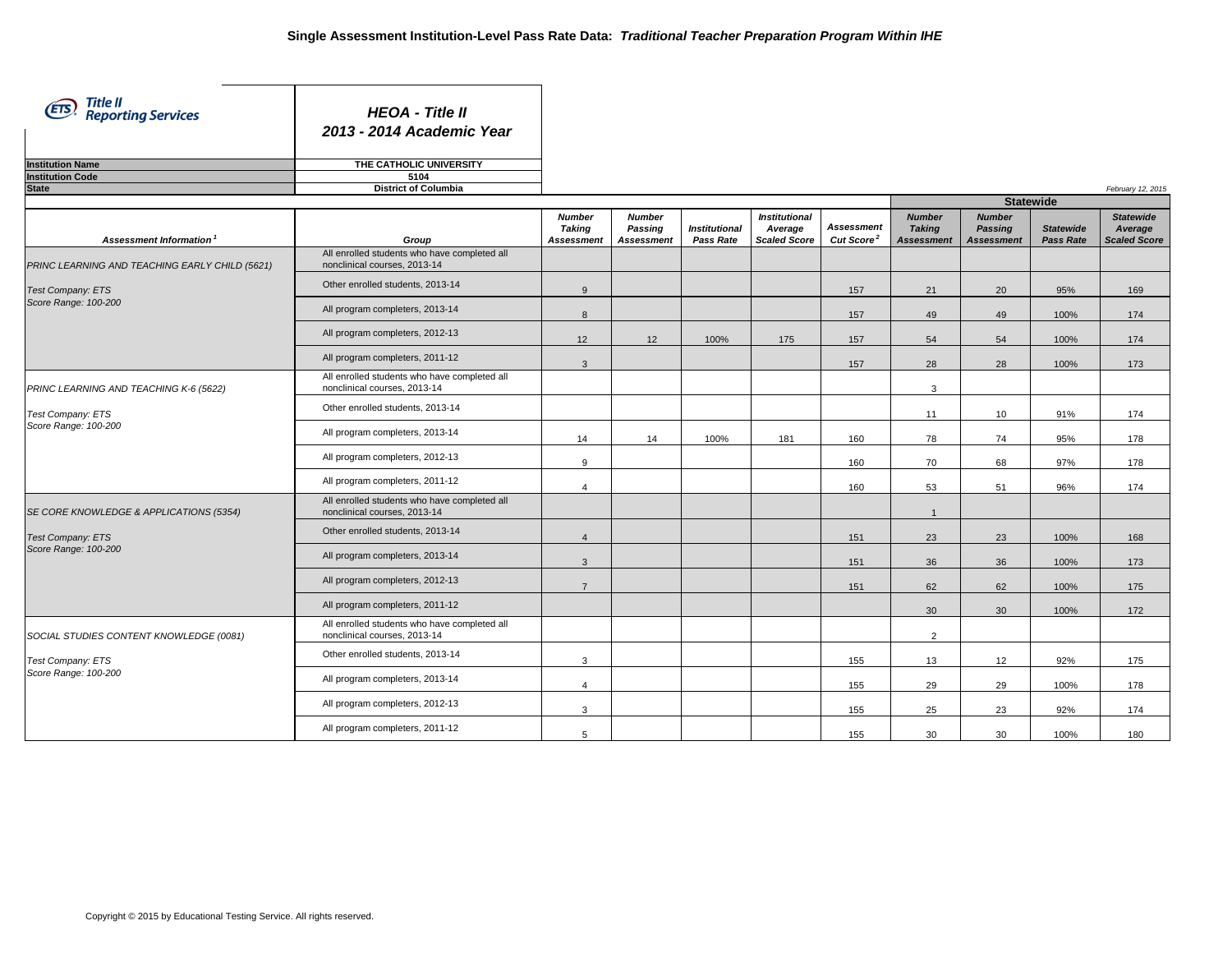# Single Assessment Institution-Level Pass Rate Data: *Traditional Teacher Preparation Program Within IHE*

**ETS Title II Reporting Services**

## *HEOA - Title II 2013 - 2014 Academic Year*

| | |
|---|---|
| **Institution Name** | **THE CATHOLIC UNIVERSITY** |
| **Institution Code** | **5104** |
| **State** | **District of Columbia** |

*February 12, 2015*

| Assessment Information[1] | Group | Number Taking Assessment | Number Passing Assessment | Institutional Pass Rate | Institutional Average Scaled Score | Assessment Cut Score[2] | Statewide Number Taking Assessment | Statewide Number Passing Assessment | Statewide Pass Rate | Statewide Average Scaled Score |
|---|---|---|---|---|---|---|---|---|---|---|
| PRINC LEARNING AND TEACHING EARLY CHILD (5621) | All enrolled students who have completed all nonclinical courses, 2013-14 | | | | | | | | | |
| Test Company: ETS | Other enrolled students, 2013-14 | 9 | | | | 157 | 21 | 20 | 95% | 169 |
| Score Range: 100-200 | All program completers, 2013-14 | 8 | | | | 157 | 49 | 49 | 100% | 174 |
| | All program completers, 2012-13 | 12 | 12 | 100% | 175 | 157 | 54 | 54 | 100% | 174 |
| | All program completers, 2011-12 | 3 | | | | 157 | 28 | 28 | 100% | 173 |
| PRINC LEARNING AND TEACHING K-6 (5622) | All enrolled students who have completed all nonclinical courses, 2013-14 | | | | | | 3 | | | |
| Test Company: ETS | Other enrolled students, 2013-14 | | | | | | 11 | 10 | 91% | 174 |
| Score Range: 100-200 | All program completers, 2013-14 | 14 | 14 | 100% | 181 | 160 | 78 | 74 | 95% | 178 |
| | All program completers, 2012-13 | 9 | | | | 160 | 70 | 68 | 97% | 178 |
| | All program completers, 2011-12 | 4 | | | | 160 | 53 | 51 | 96% | 174 |
| SE CORE KNOWLEDGE & APPLICATIONS (5354) | All enrolled students who have completed all nonclinical courses, 2013-14 | | | | | | 1 | | | |
| Test Company: ETS | Other enrolled students, 2013-14 | 4 | | | | 151 | 23 | 23 | 100% | 168 |
| Score Range: 100-200 | All program completers, 2013-14 | 3 | | | | 151 | 36 | 36 | 100% | 173 |
| | All program completers, 2012-13 | 7 | | | | 151 | 62 | 62 | 100% | 175 |
| | All program completers, 2011-12 | | | | | | 30 | 30 | 100% | 172 |
| SOCIAL STUDIES CONTENT KNOWLEDGE (0081) | All enrolled students who have completed all nonclinical courses, 2013-14 | | | | | | 2 | | | |
| Test Company: ETS | Other enrolled students, 2013-14 | 3 | | | | 155 | 13 | 12 | 92% | 175 |
| Score Range: 100-200 | All program completers, 2013-14 | 4 | | | | 155 | 29 | 29 | 100% | 178 |
| | All program completers, 2012-13 | 3 | | | | 155 | 25 | 23 | 92% | 174 |
| | All program completers, 2011-12 | 5 | | | | 155 | 30 | 30 | 100% | 180 |

Copyright © 2015 by Educational Testing Service. All rights reserved.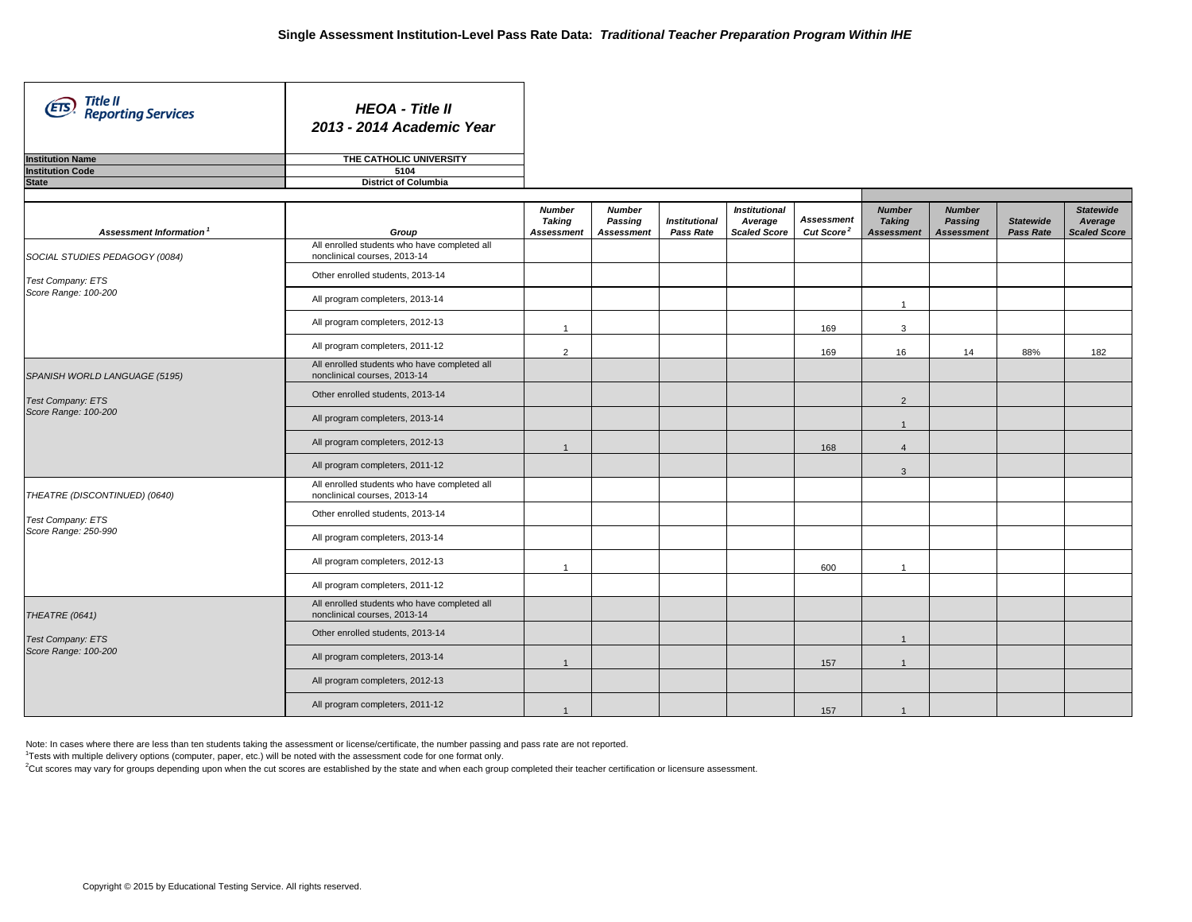# Single Assessment Institution-Level Pass Rate Data: *Traditional Teacher Preparation Program Within IHE*

| Title II Reporting Services | ***HEOA - Title II 2013 - 2014 Academic Year*** |
|---|---|
| **Institution Name** | **THE CATHOLIC UNIVERSITY** |
| **Institution Code** | **5104** |
| **State** | **District of Columbia** |

| ***Assessment Information*** [1] | ***Group*** | ***Number Taking Assessment*** | ***Number Passing Assessment*** | ***Institutional Pass Rate*** | ***Institutional Average Scaled Score*** | ***Assessment Cut Score*** [2] | ***Number Taking Assessment*** | ***Number Passing Assessment*** | ***Statewide Pass Rate*** | ***Statewide Average Scaled Score*** |
|---|---|---|---|---|---|---|---|---|---|---|
| *SOCIAL STUDIES PEDAGOGY (0084)* | All enrolled students who have completed all nonclinical courses, 2013-14 | | | | | | | | | |
| *Test Company: ETS* | Other enrolled students, 2013-14 | | | | | | | | | |
| *Score Range: 100-200* | All program completers, 2013-14 | | | | | | 1 | | | |
| | All program completers, 2012-13 | 1 | | | | 169 | 3 | | | |
| | All program completers, 2011-12 | 2 | | | | 169 | 16 | 14 | 88% | 182 |
| *SPANISH WORLD LANGUAGE (5195)* | All enrolled students who have completed all nonclinical courses, 2013-14 | | | | | | | | | |
| *Test Company: ETS* | Other enrolled students, 2013-14 | | | | | | 2 | | | |
| *Score Range: 100-200* | All program completers, 2013-14 | | | | | | 1 | | | |
| | All program completers, 2012-13 | 1 | | | | 168 | 4 | | | |
| | All program completers, 2011-12 | | | | | | 3 | | | |
| *THEATRE (DISCONTINUED) (0640)* | All enrolled students who have completed all nonclinical courses, 2013-14 | | | | | | | | | |
| *Test Company: ETS* | Other enrolled students, 2013-14 | | | | | | | | | |
| *Score Range: 250-990* | All program completers, 2013-14 | | | | | | | | | |
| | All program completers, 2012-13 | 1 | | | | 600 | 1 | | | |
| | All program completers, 2011-12 | | | | | | | | | |
| *THEATRE (0641)* | All enrolled students who have completed all nonclinical courses, 2013-14 | | | | | | | | | |
| *Test Company: ETS* | Other enrolled students, 2013-14 | | | | | | 1 | | | |
| *Score Range: 100-200* | All program completers, 2013-14 | 1 | | | | 157 | 1 | | | |
| | All program completers, 2012-13 | | | | | | | | | |
| | All program completers, 2011-12 | 1 | | | | 157 | 1 | | | |

Note: In cases where there are less than ten students taking the assessment or license/certificate, the number passing and pass rate are not reported.

[1]Tests with multiple delivery options (computer, paper, etc.) will be noted with the assessment code for one format only.

[2]Cut scores may vary for groups depending upon when the cut scores are established by the state and when each group completed their teacher certification or licensure assessment.

Copyright © 2015 by Educational Testing Service. All rights reserved.